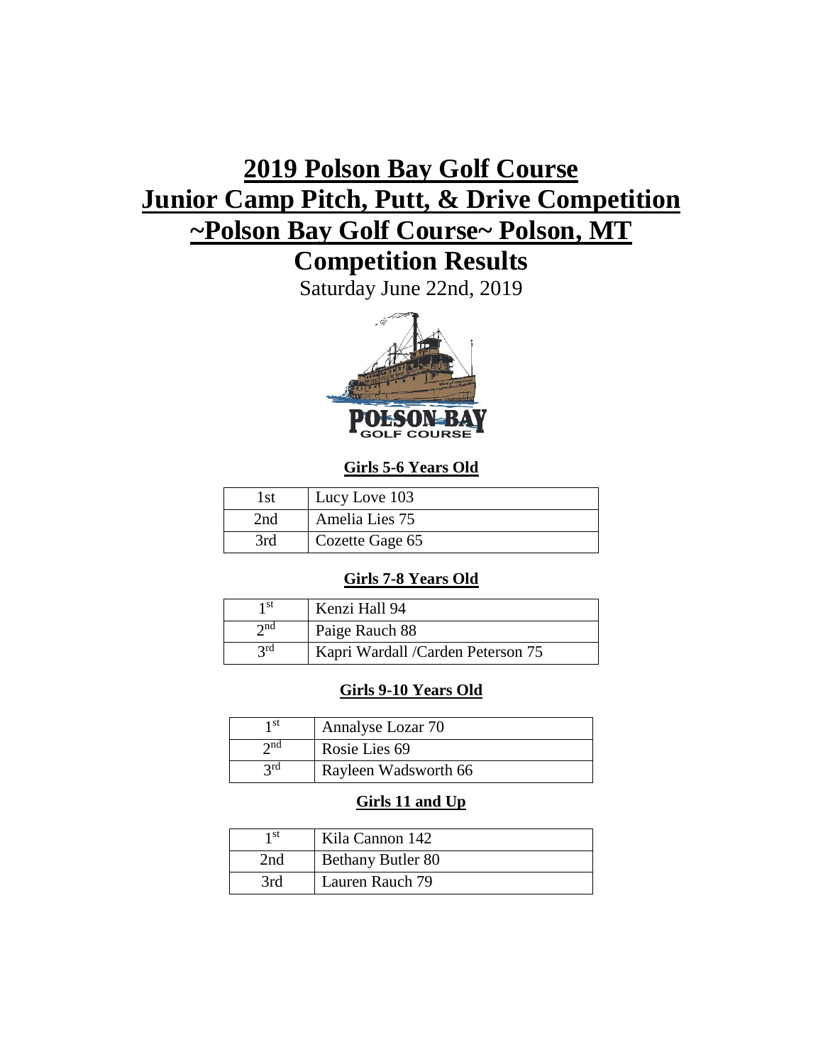# 2019 Polson Bay Golf Course
# Junior Camp Pitch, Putt, & Drive Competition
# ~Polson Bay Golf Course~ Polson, MT
# Competition Results

Saturday June 22nd, 2019

### Girls 5-6 Years Old

| | |
|---|---|
| 1st | Lucy Love 103 |
| 2nd | Amelia Lies 75 |
| 3rd | Cozette Gage 65 |

### Girls 7-8 Years Old

| | |
|---|---|
| 1st | Kenzi Hall 94 |
| 2nd | Paige Rauch 88 |
| 3rd | Kapri Wardall /Carden Peterson 75 |

### Girls 9-10 Years Old

| | |
|---|---|
| 1st | Annalyse Lozar 70 |
| 2nd | Rosie Lies 69 |
| 3rd | Rayleen Wadsworth 66 |

### Girls 11 and Up

| | |
|---|---|
| 1st | Kila Cannon 142 |
| 2nd | Bethany Butler 80 |
| 3rd | Lauren Rauch 79 |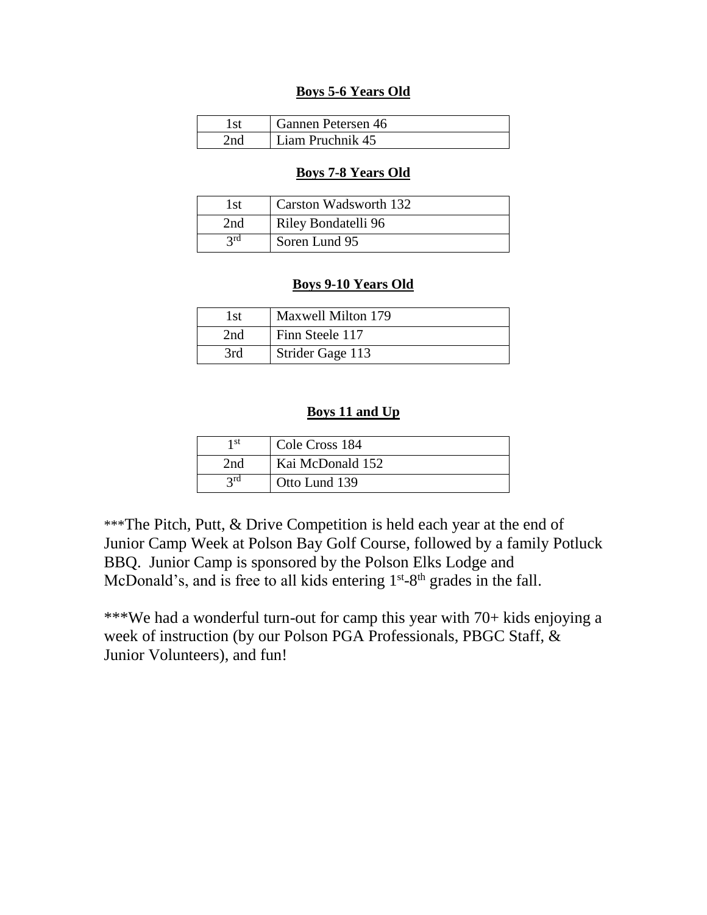**Boys 5-6 Years Old**

| | |
|---|---|
| 1st | Gannen Petersen 46 |
| 2nd | Liam Pruchnik 45 |

**Boys 7-8 Years Old**

| | |
|---|---|
| 1st | Carston Wadsworth 132 |
| 2nd | Riley Bondatelli 96 |
| 3rd | Soren Lund 95 |

**Boys 9-10 Years Old**

| | |
|---|---|
| 1st | Maxwell Milton 179 |
| 2nd | Finn Steele 117 |
| 3rd | Strider Gage 113 |

**Boys 11 and Up**

| | |
|---|---|
| 1st | Cole Cross 184 |
| 2nd | Kai McDonald 152 |
| 3rd | Otto Lund 139 |

***The Pitch, Putt, & Drive Competition is held each year at the end of Junior Camp Week at Polson Bay Golf Course, followed by a family Potluck BBQ. Junior Camp is sponsored by the Polson Elks Lodge and McDonald's, and is free to all kids entering 1st-8th grades in the fall.

***We had a wonderful turn-out for camp this year with 70+ kids enjoying a week of instruction (by our Polson PGA Professionals, PBGC Staff, & Junior Volunteers), and fun!